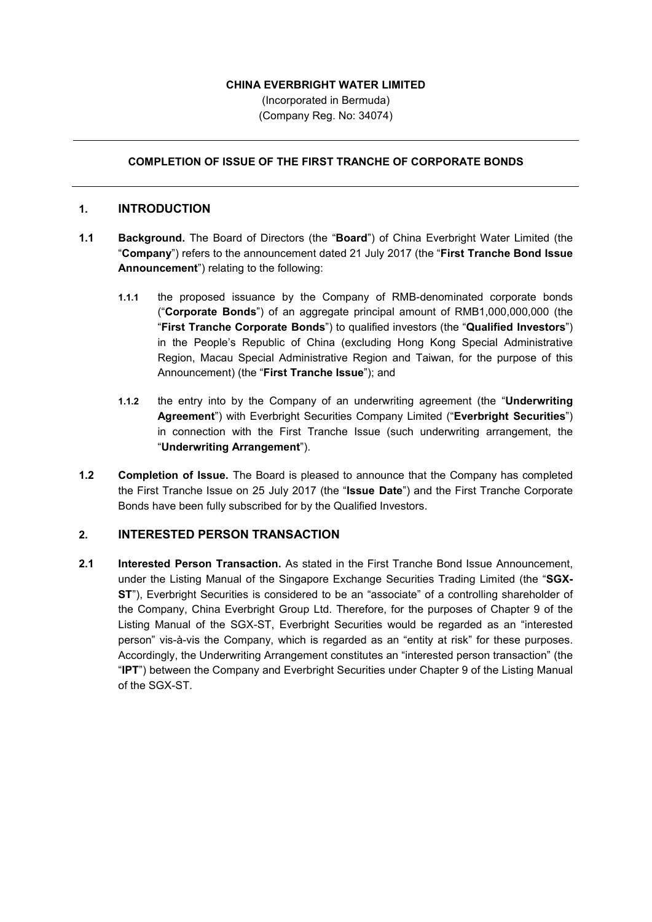**CHINA EVERBRIGHT WATER LIMITED**

(Incorporated in Bermuda)
(Company Reg. No: 34074)

---

**COMPLETION OF ISSUE OF THE FIRST TRANCHE OF CORPORATE BONDS**

---

## 1. INTRODUCTION

**1.1 Background.** The Board of Directors (the "**Board**") of China Everbright Water Limited (the "**Company**") refers to the announcement dated 21 July 2017 (the "**First Tranche Bond Issue Announcement**") relating to the following:

**1.1.1** the proposed issuance by the Company of RMB-denominated corporate bonds ("**Corporate Bonds**") of an aggregate principal amount of RMB1,000,000,000 (the "**First Tranche Corporate Bonds**") to qualified investors (the "**Qualified Investors**") in the People's Republic of China (excluding Hong Kong Special Administrative Region, Macau Special Administrative Region and Taiwan, for the purpose of this Announcement) (the "**First Tranche Issue**"); and

**1.1.2** the entry into by the Company of an underwriting agreement (the "**Underwriting Agreement**") with Everbright Securities Company Limited ("**Everbright Securities**") in connection with the First Tranche Issue (such underwriting arrangement, the "**Underwriting Arrangement**").

**1.2 Completion of Issue.** The Board is pleased to announce that the Company has completed the First Tranche Issue on 25 July 2017 (the "**Issue Date**") and the First Tranche Corporate Bonds have been fully subscribed for by the Qualified Investors.

## 2. INTERESTED PERSON TRANSACTION

**2.1 Interested Person Transaction.** As stated in the First Tranche Bond Issue Announcement, under the Listing Manual of the Singapore Exchange Securities Trading Limited (the "**SGX-ST**"), Everbright Securities is considered to be an "associate" of a controlling shareholder of the Company, China Everbright Group Ltd. Therefore, for the purposes of Chapter 9 of the Listing Manual of the SGX-ST, Everbright Securities would be regarded as an "interested person" vis-à-vis the Company, which is regarded as an "entity at risk" for these purposes. Accordingly, the Underwriting Arrangement constitutes an "interested person transaction" (the "**IPT**") between the Company and Everbright Securities under Chapter 9 of the Listing Manual of the SGX-ST.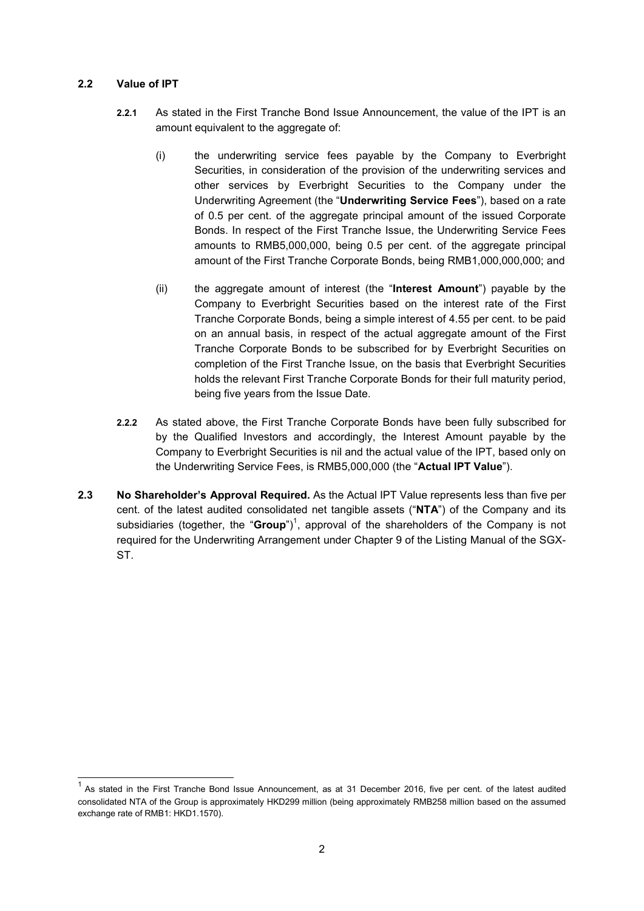**2.2 Value of IPT**

**2.2.1** As stated in the First Tranche Bond Issue Announcement, the value of the IPT is an amount equivalent to the aggregate of:

(i) the underwriting service fees payable by the Company to Everbright Securities, in consideration of the provision of the underwriting services and other services by Everbright Securities to the Company under the Underwriting Agreement (the "**Underwriting Service Fees**"), based on a rate of 0.5 per cent. of the aggregate principal amount of the issued Corporate Bonds. In respect of the First Tranche Issue, the Underwriting Service Fees amounts to RMB5,000,000, being 0.5 per cent. of the aggregate principal amount of the First Tranche Corporate Bonds, being RMB1,000,000,000; and

(ii) the aggregate amount of interest (the "**Interest Amount**") payable by the Company to Everbright Securities based on the interest rate of the First Tranche Corporate Bonds, being a simple interest of 4.55 per cent. to be paid on an annual basis, in respect of the actual aggregate amount of the First Tranche Corporate Bonds to be subscribed for by Everbright Securities on completion of the First Tranche Issue, on the basis that Everbright Securities holds the relevant First Tranche Corporate Bonds for their full maturity period, being five years from the Issue Date.

**2.2.2** As stated above, the First Tranche Corporate Bonds have been fully subscribed for by the Qualified Investors and accordingly, the Interest Amount payable by the Company to Everbright Securities is nil and the actual value of the IPT, based only on the Underwriting Service Fees, is RMB5,000,000 (the "**Actual IPT Value**").

**2.3 No Shareholder's Approval Required.** As the Actual IPT Value represents less than five per cent. of the latest audited consolidated net tangible assets ("**NTA**") of the Company and its subsidiaries (together, the "**Group**")[1], approval of the shareholders of the Company is not required for the Underwriting Arrangement under Chapter 9 of the Listing Manual of the SGX-ST.

---

[1] As stated in the First Tranche Bond Issue Announcement, as at 31 December 2016, five per cent. of the latest audited consolidated NTA of the Group is approximately HKD299 million (being approximately RMB258 million based on the assumed exchange rate of RMB1: HKD1.1570).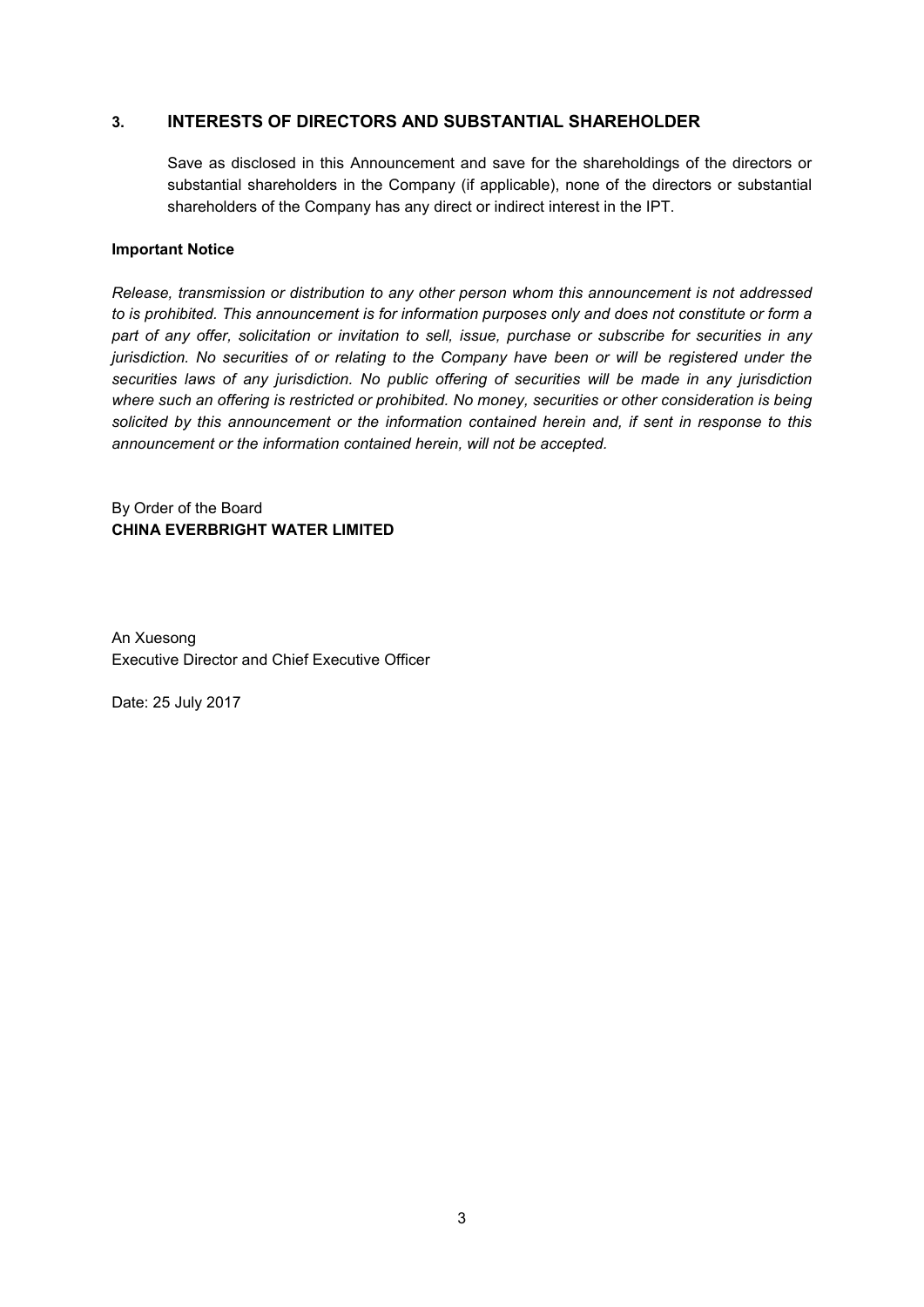### 3. INTERESTS OF DIRECTORS AND SUBSTANTIAL SHAREHOLDER

Save as disclosed in this Announcement and save for the shareholdings of the directors or substantial shareholders in the Company (if applicable), none of the directors or substantial shareholders of the Company has any direct or indirect interest in the IPT.

**Important Notice**

*Release, transmission or distribution to any other person whom this announcement is not addressed to is prohibited. This announcement is for information purposes only and does not constitute or form a part of any offer, solicitation or invitation to sell, issue, purchase or subscribe for securities in any jurisdiction. No securities of or relating to the Company have been or will be registered under the securities laws of any jurisdiction. No public offering of securities will be made in any jurisdiction where such an offering is restricted or prohibited. No money, securities or other consideration is being solicited by this announcement or the information contained herein and, if sent in response to this announcement or the information contained herein, will not be accepted.*

By Order of the Board
**CHINA EVERBRIGHT WATER LIMITED**

An Xuesong
Executive Director and Chief Executive Officer

Date: 25 July 2017